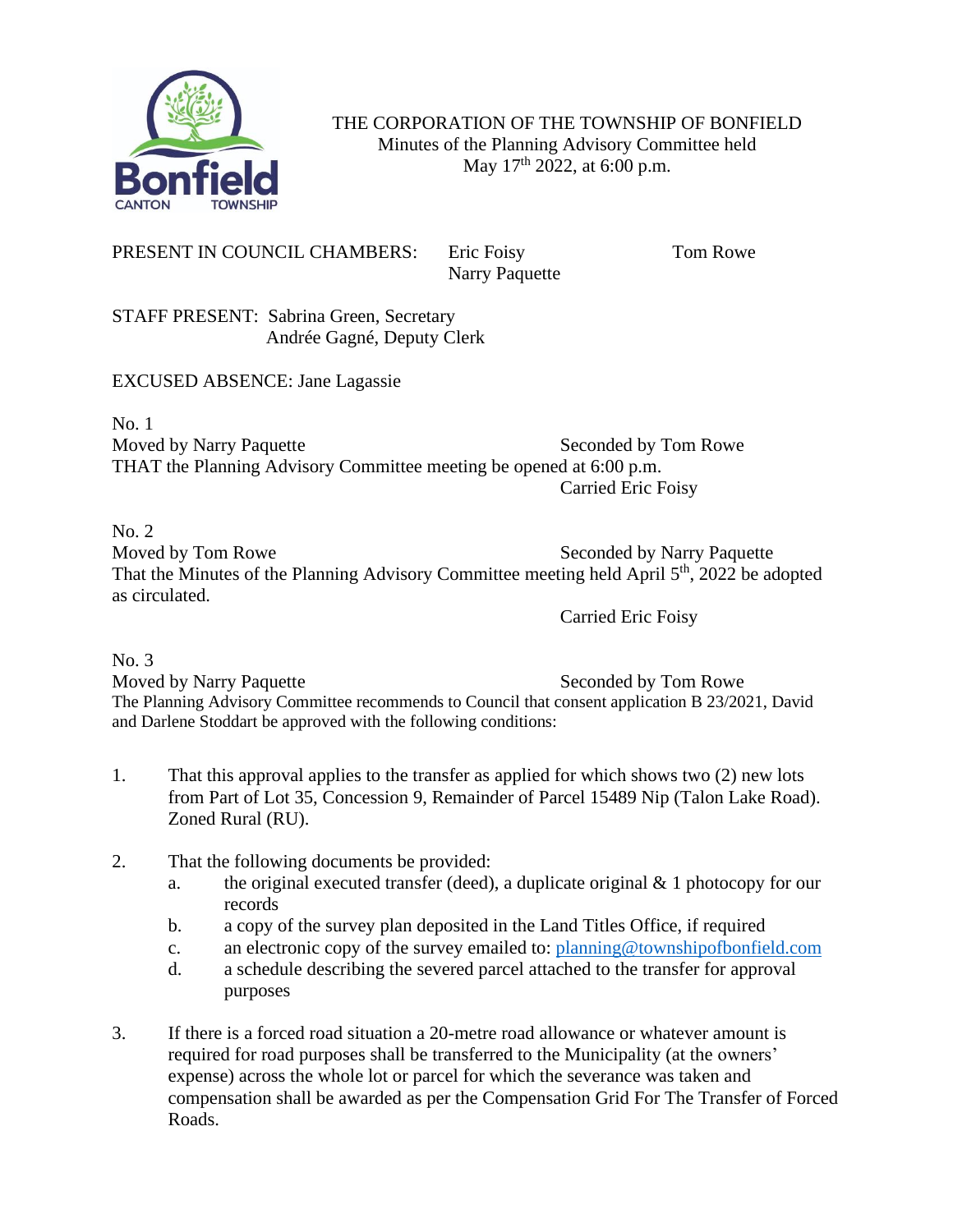THE CORPORATION OF THE TOWNSHIP OF BONFIELD
Minutes of the Planning Advisory Committee held
May 17th 2022, at 6:00 p.m.

PRESENT IN COUNCIL CHAMBERS: Eric Foisy, Tom Rowe, Narry Paquette

STAFF PRESENT: Sabrina Green, Secretary
Andrée Gagné, Deputy Clerk

EXCUSED ABSENCE: Jane Lagassie

No. 1
Moved by Narry Paquette Seconded by Tom Rowe
THAT the Planning Advisory Committee meeting be opened at 6:00 p.m.
Carried Eric Foisy

No. 2
Moved by Tom Rowe Seconded by Narry Paquette
That the Minutes of the Planning Advisory Committee meeting held April 5th, 2022 be adopted as circulated.
Carried Eric Foisy

No. 3
Moved by Narry Paquette Seconded by Tom Rowe
The Planning Advisory Committee recommends to Council that consent application B 23/2021, David and Darlene Stoddart be approved with the following conditions:

1. That this approval applies to the transfer as applied for which shows two (2) new lots from Part of Lot 35, Concession 9, Remainder of Parcel 15489 Nip (Talon Lake Road). Zoned Rural (RU).

2. That the following documents be provided:
   a. the original executed transfer (deed), a duplicate original & 1 photocopy for our records
   b. a copy of the survey plan deposited in the Land Titles Office, if required
   c. an electronic copy of the survey emailed to: planning@townshipofbonfield.com
   d. a schedule describing the severed parcel attached to the transfer for approval purposes

3. If there is a forced road situation a 20-metre road allowance or whatever amount is required for road purposes shall be transferred to the Municipality (at the owners' expense) across the whole lot or parcel for which the severance was taken and compensation shall be awarded as per the Compensation Grid For The Transfer of Forced Roads.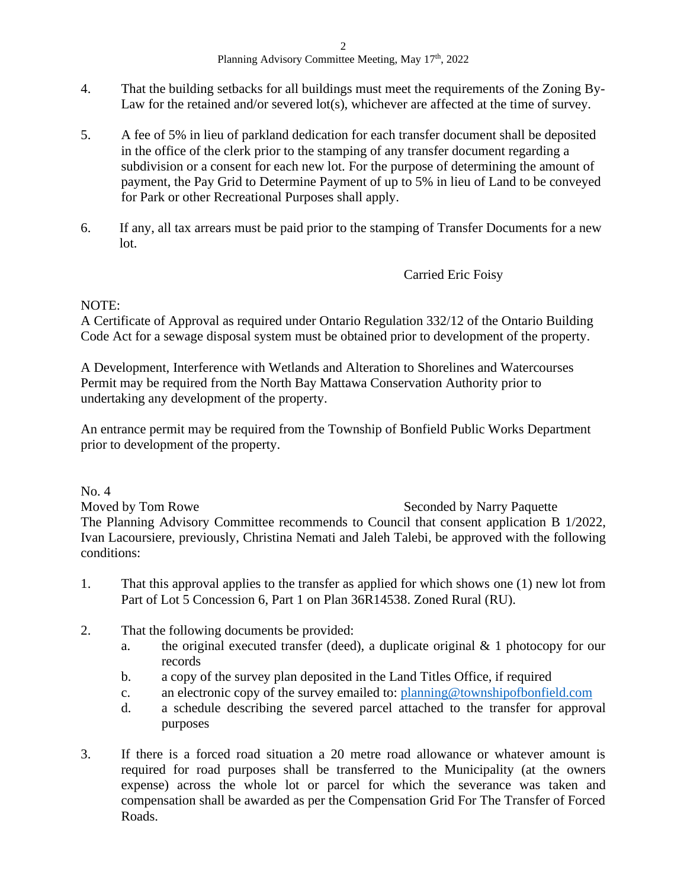4. That the building setbacks for all buildings must meet the requirements of the Zoning By-Law for the retained and/or severed lot(s), whichever are affected at the time of survey.

5. A fee of 5% in lieu of parkland dedication for each transfer document shall be deposited in the office of the clerk prior to the stamping of any transfer document regarding a subdivision or a consent for each new lot. For the purpose of determining the amount of payment, the Pay Grid to Determine Payment of up to 5% in lieu of Land to be conveyed for Park or other Recreational Purposes shall apply.

6. If any, all tax arrears must be paid prior to the stamping of Transfer Documents for a new lot.

Carried Eric Foisy

NOTE:
A Certificate of Approval as required under Ontario Regulation 332/12 of the Ontario Building Code Act for a sewage disposal system must be obtained prior to development of the property.

A Development, Interference with Wetlands and Alteration to Shorelines and Watercourses Permit may be required from the North Bay Mattawa Conservation Authority prior to undertaking any development of the property.

An entrance permit may be required from the Township of Bonfield Public Works Department prior to development of the property.

No. 4
Moved by Tom Rowe  Seconded by Narry Paquette
The Planning Advisory Committee recommends to Council that consent application B 1/2022, Ivan Lacoursiere, previously, Christina Nemati and Jaleh Talebi, be approved with the following conditions:

1. That this approval applies to the transfer as applied for which shows one (1) new lot from Part of Lot 5 Concession 6, Part 1 on Plan 36R14538. Zoned Rural (RU).

2. That the following documents be provided:
   a. the original executed transfer (deed), a duplicate original & 1 photocopy for our records
   b. a copy of the survey plan deposited in the Land Titles Office, if required
   c. an electronic copy of the survey emailed to: planning@townshipofbonfield.com
   d. a schedule describing the severed parcel attached to the transfer for approval purposes

3. If there is a forced road situation a 20 metre road allowance or whatever amount is required for road purposes shall be transferred to the Municipality (at the owners expense) across the whole lot or parcel for which the severance was taken and compensation shall be awarded as per the Compensation Grid For The Transfer of Forced Roads.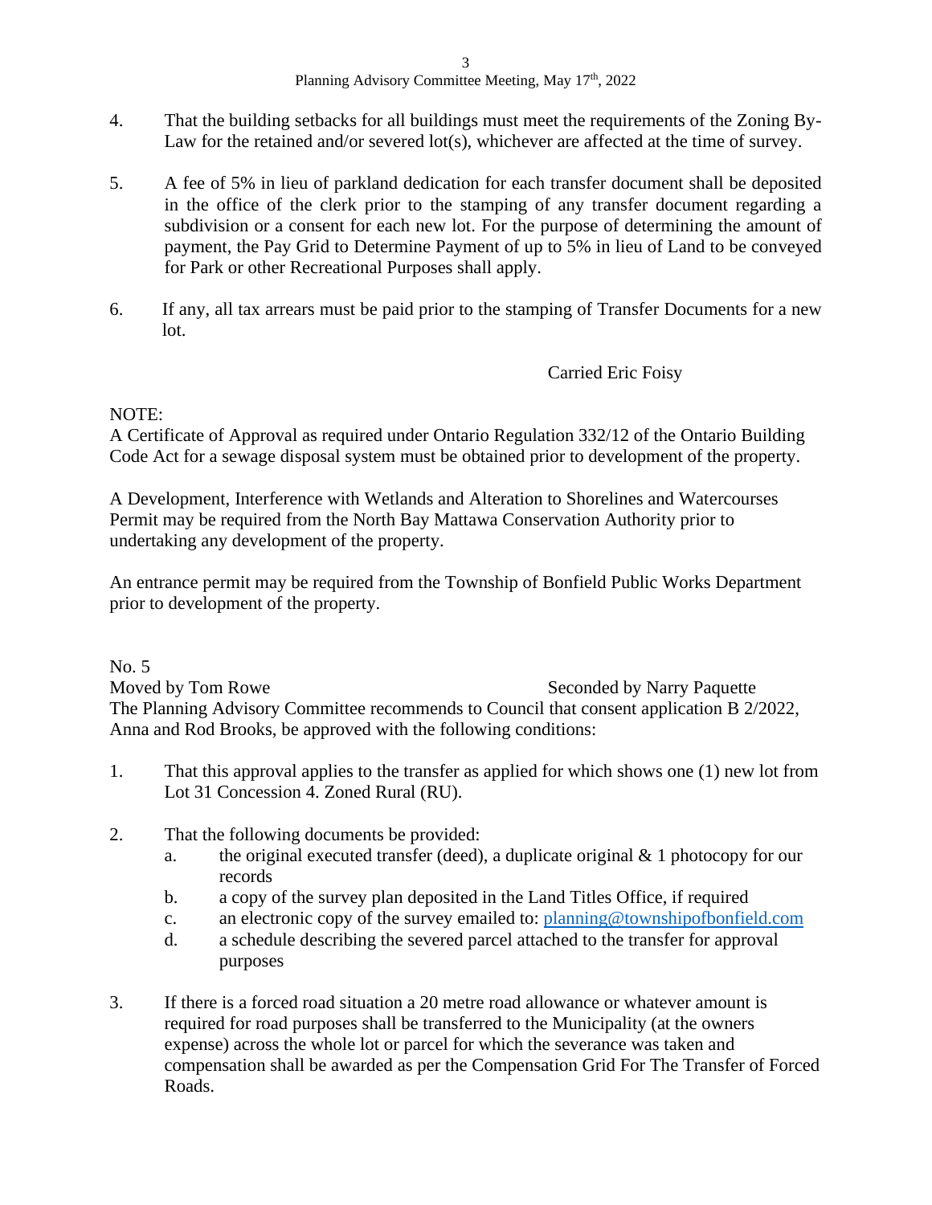4. That the building setbacks for all buildings must meet the requirements of the Zoning By-Law for the retained and/or severed lot(s), whichever are affected at the time of survey.

5. A fee of 5% in lieu of parkland dedication for each transfer document shall be deposited in the office of the clerk prior to the stamping of any transfer document regarding a subdivision or a consent for each new lot. For the purpose of determining the amount of payment, the Pay Grid to Determine Payment of up to 5% in lieu of Land to be conveyed for Park or other Recreational Purposes shall apply.

6. If any, all tax arrears must be paid prior to the stamping of Transfer Documents for a new lot.

Carried Eric Foisy

NOTE:
A Certificate of Approval as required under Ontario Regulation 332/12 of the Ontario Building Code Act for a sewage disposal system must be obtained prior to development of the property.

A Development, Interference with Wetlands and Alteration to Shorelines and Watercourses Permit may be required from the North Bay Mattawa Conservation Authority prior to undertaking any development of the property.

An entrance permit may be required from the Township of Bonfield Public Works Department prior to development of the property.

No. 5
Moved by Tom Rowe Seconded by Narry Paquette
The Planning Advisory Committee recommends to Council that consent application B 2/2022, Anna and Rod Brooks, be approved with the following conditions:

1. That this approval applies to the transfer as applied for which shows one (1) new lot from Lot 31 Concession 4. Zoned Rural (RU).

2. That the following documents be provided:
   a. the original executed transfer (deed), a duplicate original & 1 photocopy for our records
   b. a copy of the survey plan deposited in the Land Titles Office, if required
   c. an electronic copy of the survey emailed to: planning@townshipofbonfield.com
   d. a schedule describing the severed parcel attached to the transfer for approval purposes

3. If there is a forced road situation a 20 metre road allowance or whatever amount is required for road purposes shall be transferred to the Municipality (at the owners expense) across the whole lot or parcel for which the severance was taken and compensation shall be awarded as per the Compensation Grid For The Transfer of Forced Roads.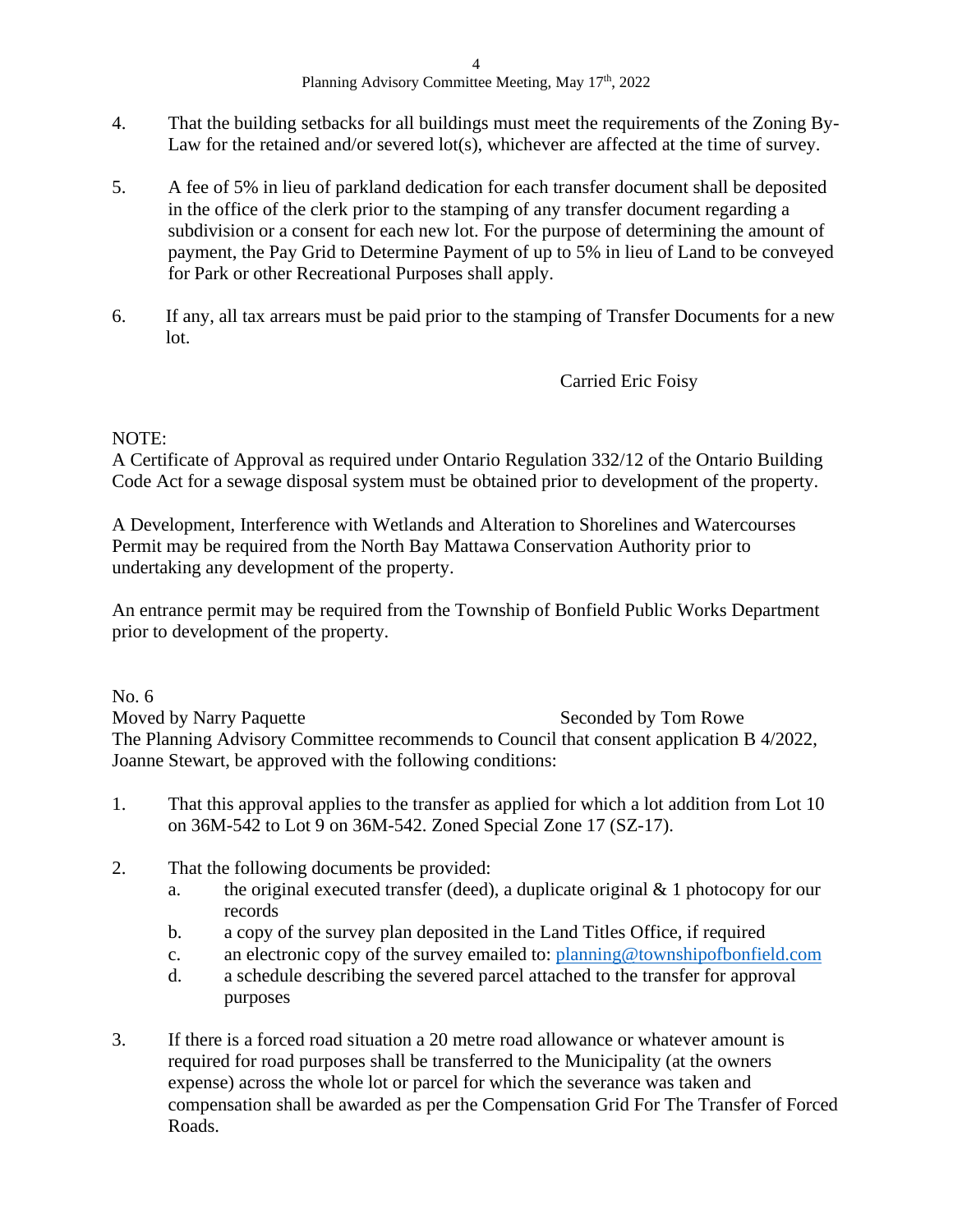4. That the building setbacks for all buildings must meet the requirements of the Zoning By-Law for the retained and/or severed lot(s), whichever are affected at the time of survey.

5. A fee of 5% in lieu of parkland dedication for each transfer document shall be deposited in the office of the clerk prior to the stamping of any transfer document regarding a subdivision or a consent for each new lot. For the purpose of determining the amount of payment, the Pay Grid to Determine Payment of up to 5% in lieu of Land to be conveyed for Park or other Recreational Purposes shall apply.

6. If any, all tax arrears must be paid prior to the stamping of Transfer Documents for a new lot.

Carried Eric Foisy

NOTE:
A Certificate of Approval as required under Ontario Regulation 332/12 of the Ontario Building Code Act for a sewage disposal system must be obtained prior to development of the property.

A Development, Interference with Wetlands and Alteration to Shorelines and Watercourses Permit may be required from the North Bay Mattawa Conservation Authority prior to undertaking any development of the property.

An entrance permit may be required from the Township of Bonfield Public Works Department prior to development of the property.

No. 6
Moved by Narry Paquette Seconded by Tom Rowe
The Planning Advisory Committee recommends to Council that consent application B 4/2022, Joanne Stewart, be approved with the following conditions:

1. That this approval applies to the transfer as applied for which a lot addition from Lot 10 on 36M-542 to Lot 9 on 36M-542. Zoned Special Zone 17 (SZ-17).

2. That the following documents be provided:
   a. the original executed transfer (deed), a duplicate original & 1 photocopy for our records
   b. a copy of the survey plan deposited in the Land Titles Office, if required
   c. an electronic copy of the survey emailed to: planning@townshipofbonfield.com
   d. a schedule describing the severed parcel attached to the transfer for approval purposes

3. If there is a forced road situation a 20 metre road allowance or whatever amount is required for road purposes shall be transferred to the Municipality (at the owners expense) across the whole lot or parcel for which the severance was taken and compensation shall be awarded as per the Compensation Grid For The Transfer of Forced Roads.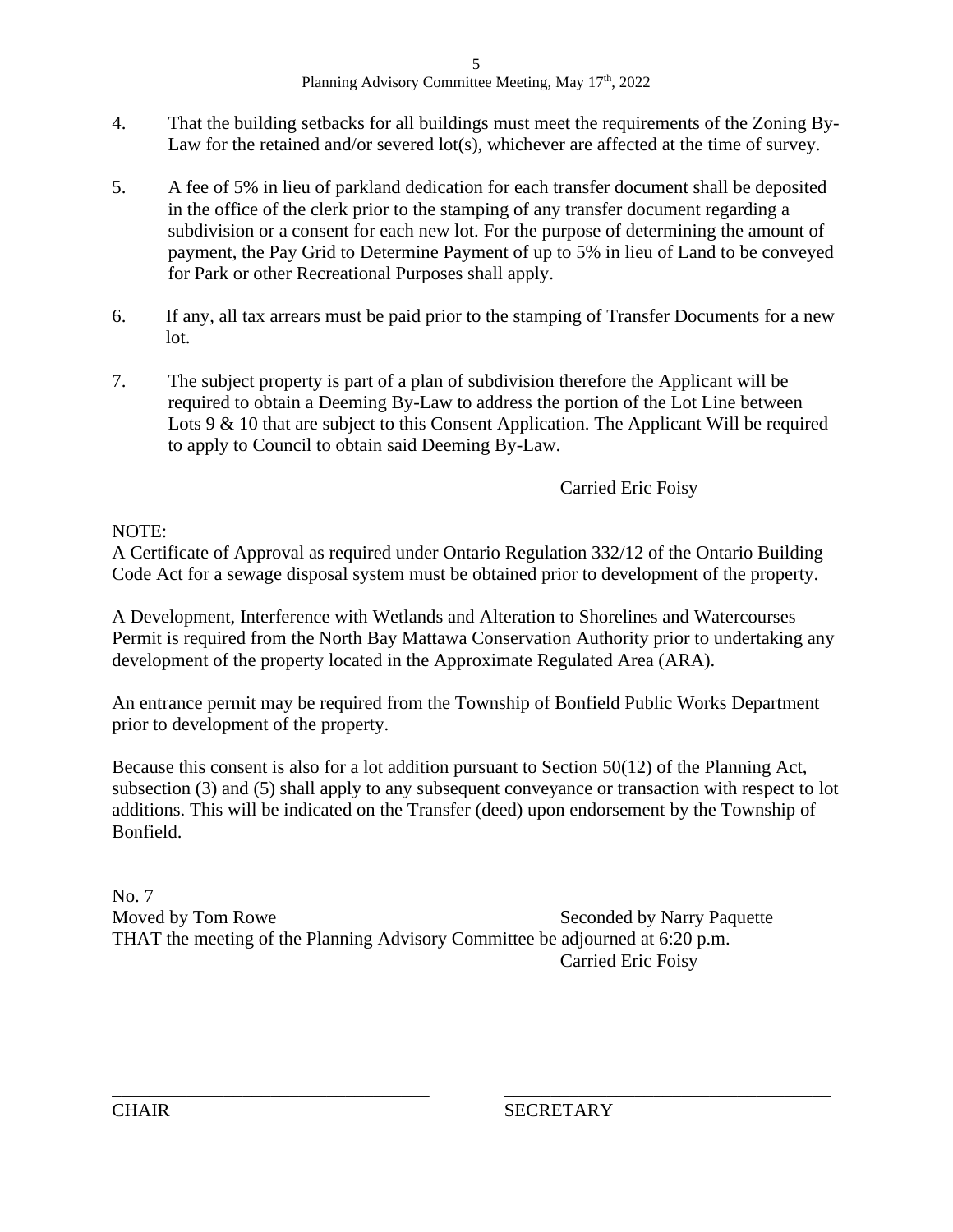4. That the building setbacks for all buildings must meet the requirements of the Zoning By-Law for the retained and/or severed lot(s), whichever are affected at the time of survey.

5. A fee of 5% in lieu of parkland dedication for each transfer document shall be deposited in the office of the clerk prior to the stamping of any transfer document regarding a subdivision or a consent for each new lot. For the purpose of determining the amount of payment, the Pay Grid to Determine Payment of up to 5% in lieu of Land to be conveyed for Park or other Recreational Purposes shall apply.

6. If any, all tax arrears must be paid prior to the stamping of Transfer Documents for a new lot.

7. The subject property is part of a plan of subdivision therefore the Applicant will be required to obtain a Deeming By-Law to address the portion of the Lot Line between Lots 9 & 10 that are subject to this Consent Application. The Applicant Will be required to apply to Council to obtain said Deeming By-Law.

Carried Eric Foisy

NOTE:
A Certificate of Approval as required under Ontario Regulation 332/12 of the Ontario Building Code Act for a sewage disposal system must be obtained prior to development of the property.

A Development, Interference with Wetlands and Alteration to Shorelines and Watercourses Permit is required from the North Bay Mattawa Conservation Authority prior to undertaking any development of the property located in the Approximate Regulated Area (ARA).

An entrance permit may be required from the Township of Bonfield Public Works Department prior to development of the property.

Because this consent is also for a lot addition pursuant to Section 50(12) of the Planning Act, subsection (3) and (5) shall apply to any subsequent conveyance or transaction with respect to lot additions. This will be indicated on the Transfer (deed) upon endorsement by the Township of Bonfield.

No. 7
Moved by Tom Rowe  Seconded by Narry Paquette
THAT the meeting of the Planning Advisory Committee be adjourned at 6:20 p.m.
Carried Eric Foisy

\_\_\_\_\_\_\_\_\_\_\_\_\_\_\_\_\_\_\_\_\_\_\_\_\_\_\_\_\_\_  \_\_\_\_\_\_\_\_\_\_\_\_\_\_\_\_\_\_\_\_\_\_\_\_\_\_\_\_\_\_
CHAIR  SECRETARY